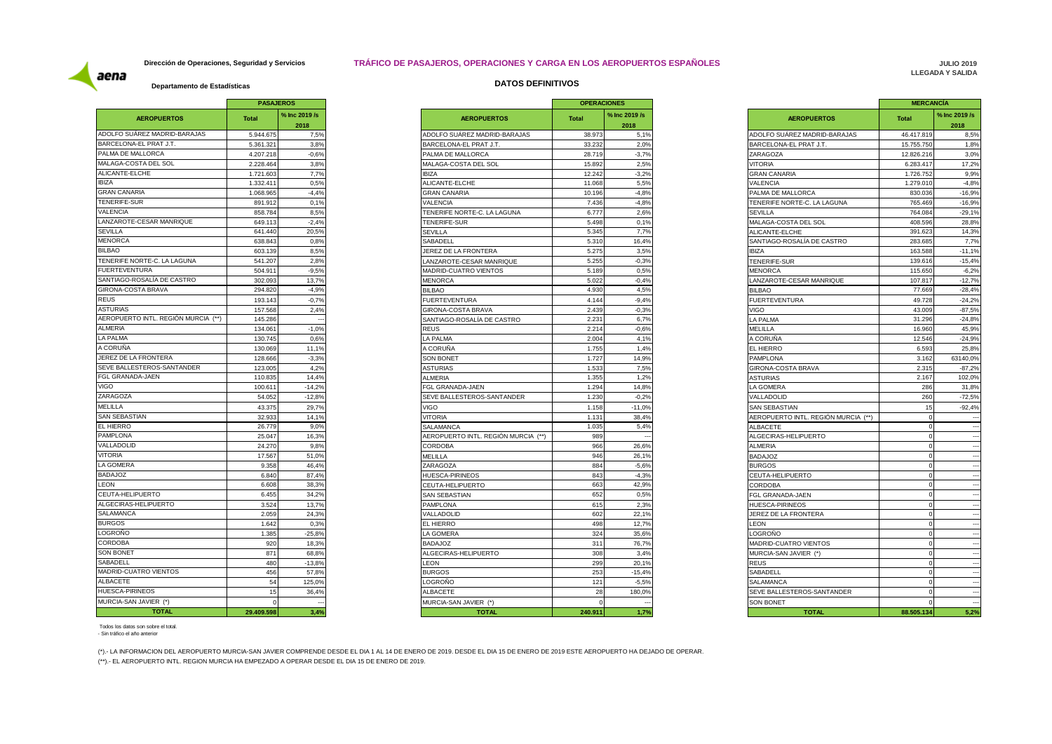Dirección de Operaciones, Seguridad y Servicios

Departamento de Estadísticas

# TRÁFICO DE PASAJEROS, OPERACIONES Y CARGA EN LOS AEROPUERTOS ESPAÑOLES

JULIO 2019
LLEGADA Y SALIDA

## DATOS DEFINITIVOS

| | PASAJEROS | |
|---|---|---|
| AEROPUERTOS | Total | % Inc 2019 /s 2018 |
| ADOLFO SUÁREZ MADRID-BARAJAS | 5.944.675 | 7,5% |
| BARCELONA-EL PRAT J.T. | 5.361.321 | 3,8% |
| PALMA DE MALLORCA | 4.207.218 | -0,6% |
| MALAGA-COSTA DEL SOL | 2.228.464 | 3,8% |
| ALICANTE-ELCHE | 1.721.603 | 7,7% |
| IBIZA | 1.332.411 | 0,5% |
| GRAN CANARIA | 1.068.965 | -4,4% |
| TENERIFE-SUR | 891.912 | 0,1% |
| VALENCIA | 858.784 | 8,5% |
| LANZAROTE-CESAR MANRIQUE | 649.113 | -2,4% |
| SEVILLA | 641.440 | 20,5% |
| MENORCA | 638.843 | 0,8% |
| BILBAO | 603.139 | 8,5% |
| TENERIFE NORTE-C. LA LAGUNA | 541.207 | 2,8% |
| FUERTEVENTURA | 504.911 | -9,5% |
| SANTIAGO-ROSALÍA DE CASTRO | 302.093 | 13,7% |
| GIRONA-COSTA BRAVA | 294.820 | -4,9% |
| REUS | 193.143 | -0,7% |
| ASTURIAS | 157.568 | 2,4% |
| AEROPUERTO INTL. REGIÓN MURCIA (**) | 145.286 | --- |
| ALMERIA | 134.061 | -1,0% |
| LA PALMA | 130.745 | 0,6% |
| A CORUÑA | 130.069 | 11,1% |
| JEREZ DE LA FRONTERA | 128.666 | -3,3% |
| SEVE BALLESTEROS-SANTANDER | 123.005 | 4,2% |
| FGL GRANADA-JAEN | 110.835 | 14,4% |
| VIGO | 100.611 | -14,2% |
| ZARAGOZA | 54.052 | -12,8% |
| MELILLA | 43.375 | 29,7% |
| SAN SEBASTIAN | 32.933 | 14,1% |
| EL HIERRO | 26.779 | 9,0% |
| PAMPLONA | 25.047 | 16,3% |
| VALLADOLID | 24.270 | 9,8% |
| VITORIA | 17.567 | 51,0% |
| LA GOMERA | 9.358 | 46,4% |
| BADAJOZ | 6.840 | 87,4% |
| LEON | 6.608 | 38,3% |
| CEUTA-HELIPUERTO | 6.455 | 34,2% |
| ALGECIRAS-HELIPUERTO | 3.524 | 13,7% |
| SALAMANCA | 2.059 | 24,3% |
| BURGOS | 1.642 | 0,3% |
| LOGROÑO | 1.385 | -25,8% |
| CORDOBA | 920 | 18,3% |
| SON BONET | 871 | 68,8% |
| SABADELL | 480 | -13,8% |
| MADRID-CUATRO VIENTOS | 456 | 57,8% |
| ALBACETE | 54 | 125,0% |
| HUESCA-PIRINEOS | 15 | 36,4% |
| MURCIA-SAN JAVIER (*) | 0 | --- |
| **TOTAL** | **29.409.598** | **3,4%** |

| | OPERACIONES | |
|---|---|---|
| AEROPUERTOS | Total | % Inc 2019 /s 2018 |
| ADOLFO SUÁREZ MADRID-BARAJAS | 38.973 | 5,1% |
| BARCELONA-EL PRAT J.T. | 33.232 | 2,0% |
| PALMA DE MALLORCA | 28.719 | -3,7% |
| MALAGA-COSTA DEL SOL | 15.892 | 2,5% |
| IBIZA | 12.242 | -3,2% |
| ALICANTE-ELCHE | 11.068 | 5,5% |
| GRAN CANARIA | 10.196 | -4,8% |
| VALENCIA | 7.436 | -4,8% |
| TENERIFE NORTE-C. LA LAGUNA | 6.777 | 2,6% |
| TENERIFE-SUR | 5.498 | 0,1% |
| SEVILLA | 5.345 | 7,7% |
| SABADELL | 5.310 | 16,4% |
| JEREZ DE LA FRONTERA | 5.275 | 3,5% |
| LANZAROTE-CESAR MANRIQUE | 5.255 | -0,3% |
| MADRID-CUATRO VIENTOS | 5.189 | 0,5% |
| MENORCA | 5.022 | -0,4% |
| BILBAO | 4.930 | 4,5% |
| FUERTEVENTURA | 4.144 | -9,4% |
| GIRONA-COSTA BRAVA | 2.439 | -0,3% |
| SANTIAGO-ROSALÍA DE CASTRO | 2.231 | 6,7% |
| REUS | 2.214 | -0,6% |
| LA PALMA | 2.004 | 4,1% |
| A CORUÑA | 1.755 | 1,4% |
| SON BONET | 1.727 | 14,9% |
| ASTURIAS | 1.533 | 7,5% |
| ALMERIA | 1.355 | 1,2% |
| FGL GRANADA-JAEN | 1.294 | 14,8% |
| SEVE BALLESTEROS-SANTANDER | 1.230 | -0,2% |
| VIGO | 1.158 | -11,0% |
| VITORIA | 1.131 | 38,4% |
| SALAMANCA | 1.035 | 5,4% |
| AEROPUERTO INTL. REGIÓN MURCIA (**) | 989 | --- |
| CORDOBA | 966 | 26,6% |
| MELILLA | 946 | 26,1% |
| ZARAGOZA | 884 | -5,6% |
| HUESCA-PIRINEOS | 843 | -4,3% |
| CEUTA-HELIPUERTO | 663 | 42,9% |
| SAN SEBASTIAN | 652 | 0,5% |
| PAMPLONA | 615 | 2,3% |
| VALLADOLID | 602 | 22,1% |
| EL HIERRO | 498 | 12,7% |
| LA GOMERA | 324 | 35,6% |
| BADAJOZ | 311 | 76,7% |
| ALGECIRAS-HELIPUERTO | 308 | 3,4% |
| LEON | 299 | 20,1% |
| BURGOS | 253 | -15,4% |
| LOGROÑO | 121 | -5,5% |
| ALBACETE | 28 | 180,0% |
| MURCIA-SAN JAVIER (*) | 0 | --- |
| **TOTAL** | **240.911** | **1,7%** |

| | MERCANCÍA | |
|---|---|---|
| AEROPUERTOS | Total | % Inc 2019 /s 2018 |
| ADOLFO SUÁREZ MADRID-BARAJAS | 46.417.819 | 8,5% |
| BARCELONA-EL PRAT J.T. | 15.755.750 | 1,8% |
| ZARAGOZA | 12.826.216 | 3,0% |
| VITORIA | 6.283.417 | 17,2% |
| GRAN CANARIA | 1.726.752 | 9,9% |
| VALENCIA | 1.279.010 | -4,8% |
| PALMA DE MALLORCA | 830.036 | -16,9% |
| TENERIFE NORTE-C. LA LAGUNA | 765.469 | -16,9% |
| SEVILLA | 764.084 | -29,1% |
| MALAGA-COSTA DEL SOL | 408.596 | 28,8% |
| ALICANTE-ELCHE | 391.623 | 14,3% |
| SANTIAGO-ROSALÍA DE CASTRO | 283.685 | 7,7% |
| IBIZA | 163.588 | -11,1% |
| TENERIFE-SUR | 139.616 | -15,4% |
| MENORCA | 115.650 | -6,2% |
| LANZAROTE-CESAR MANRIQUE | 107.817 | -12,7% |
| BILBAO | 77.669 | -28,4% |
| FUERTEVENTURA | 49.728 | -24,2% |
| VIGO | 43.009 | -87,5% |
| LA PALMA | 31.296 | -24,8% |
| MELILLA | 16.960 | 45,9% |
| A CORUÑA | 12.546 | -24,9% |
| EL HIERRO | 6.593 | 25,8% |
| PAMPLONA | 3.162 | 63140,0% |
| GIRONA-COSTA BRAVA | 2.315 | -87,2% |
| ASTURIAS | 2.167 | 102,0% |
| LA GOMERA | 286 | 31,8% |
| VALLADOLID | 260 | -72,5% |
| SAN SEBASTIAN | 15 | -92,4% |
| AEROPUERTO INTL. REGIÓN MURCIA (**) | 0 | --- |
| ALBACETE | 0 | --- |
| ALGECIRAS-HELIPUERTO | 0 | --- |
| ALMERIA | 0 | --- |
| BADAJOZ | 0 | --- |
| BURGOS | 0 | --- |
| CEUTA-HELIPUERTO | 0 | --- |
| CORDOBA | 0 | --- |
| FGL GRANADA-JAEN | 0 | --- |
| HUESCA-PIRINEOS | 0 | --- |
| JEREZ DE LA FRONTERA | 0 | --- |
| LEON | 0 | --- |
| LOGROÑO | 0 | --- |
| MADRID-CUATRO VIENTOS | 0 | --- |
| MURCIA-SAN JAVIER (*) | 0 | --- |
| REUS | 0 | --- |
| SABADELL | 0 | --- |
| SALAMANCA | 0 | --- |
| SEVE BALLESTEROS-SANTANDER | 0 | --- |
| SON BONET | 0 | --- |
| **TOTAL** | **88.505.134** | **5,2%** |

Todos los datos son sobre el total.
- Sin tráfico el año anterior

(*).- LA INFORMACION DEL AEROPUERTO MURCIA-SAN JAVIER COMPRENDE DESDE EL DIA 1 AL 14 DE ENERO DE 2019. DESDE EL DIA 15 DE ENERO DE 2019 ESTE AEROPUERTO HA DEJADO DE OPERAR.

(**).- EL AEROPUERTO INTL. REGION MURCIA HA EMPEZADO A OPERAR DESDE EL DIA 15 DE ENERO DE 2019.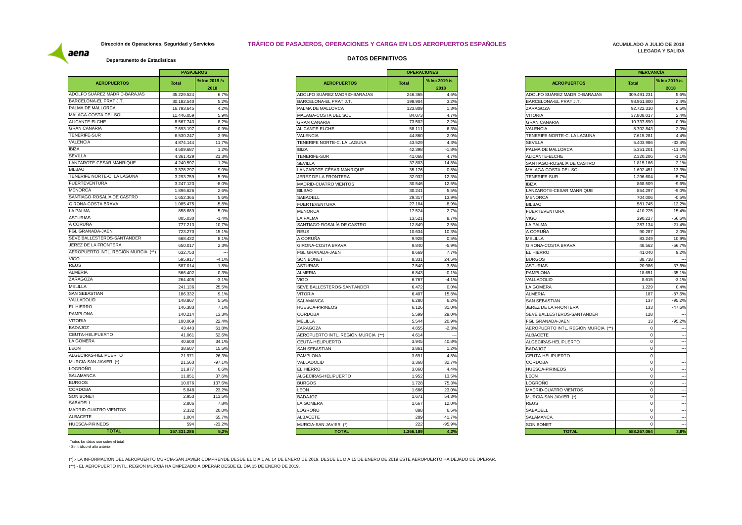Dirección de Operaciones, Seguridad y Servicios

Departamento de Estadísticas

# TRÁFICO DE PASAJEROS, OPERACIONES Y CARGA EN LOS AEROPUERTOS ESPAÑOLES

## DATOS DEFINITIVOS

ACUMULADO A JULIO DE 2019
LLEGADA Y SALIDA

| | PASAJEROS | |
|---|---|---|
| AEROPUERTOS | Total | % Inc 2019 /s 2018 |
| ADOLFO SUÁREZ MADRID-BARAJAS | 35.229.524 | 6,7% |
| BARCELONA-EL PRAT J.T. | 30.182.540 | 5,2% |
| PALMA DE MALLORCA | 16.793.645 | 4,2% |
| MALAGA-COSTA DEL SOL | 11.446.059 | 5,9% |
| ALICANTE-ELCHE | 8.567.743 | 8,2% |
| GRAN CANARIA | 7.693.197 | -0,9% |
| TENERIFE-SUR | 6.530.247 | 3,9% |
| VALENCIA | 4.874.144 | 11,7% |
| IBIZA | 4.509.687 | 1,2% |
| SEVILLA | 4.361.429 | 21,3% |
| LANZAROTE-CESAR MANRIQUE | 4.240.597 | 1,2% |
| BILBAO | 3.378.297 | 9,0% |
| TENERIFE NORTE-C. LA LAGUNA | 3.293.759 | 5,9% |
| FUERTEVENTURA | 3.247.123 | -8,0% |
| MENORCA | 1.896.626 | 2,6% |
| SANTIAGO-ROSALÍA DE CASTRO | 1.652.365 | 5,6% |
| GIRONA-COSTA BRAVA | 1.085.475 | -5,8% |
| LA PALMA | 858.689 | 5,0% |
| ASTURIAS | 805.030 | -1,4% |
| A CORUÑA | 777.213 | 10,7% |
| FGL GRANADA-JAEN | 723.270 | 15,1% |
| SEVE BALLESTEROS-SANTANDER | 668.432 | 8,1% |
| JEREZ DE LA FRONTERA | 650.017 | 2,3% |
| AEROPUERTO INTL. REGIÓN MURCIA (**) | 632.753 | --- |
| VIGO | 595.917 | -4,1% |
| REUS | 587.014 | 1,8% |
| ALMERIA | 566.402 | 0,3% |
| ZARAGOZA | 264.405 | -3,1% |
| MELILLA | 241.136 | 25,5% |
| SAN SEBASTIAN | 186.332 | 9,1% |
| VALLADOLID | 148.867 | 5,5% |
| EL HIERRO | 146.383 | 7,1% |
| PAMPLONA | 140.214 | 13,3% |
| VITORIA | 100.069 | 22,4% |
| BADAJOZ | 43.443 | 61,8% |
| CEUTA-HELIPUERTO | 41.061 | 52,6% |
| LA GOMERA | 40.600 | 34,1% |
| LEON | 38.607 | 15,5% |
| ALGECIRAS-HELIPUERTO | 21.971 | 26,3% |
| MURCIA-SAN JAVIER (*) | 21.563 | -97,1% |
| LOGROÑO | 11.977 | 0,6% |
| SALAMANCA | 11.851 | 37,6% |
| BURGOS | 10.076 | 137,6% |
| CORDOBA | 5.848 | 23,2% |
| SON BONET | 2.953 | 113,5% |
| SABADELL | 2.806 | 7,8% |
| MADRID-CUATRO VIENTOS | 2.332 | 20,0% |
| ALBACETE | 1.004 | 65,7% |
| HUESCA-PIRINEOS | 594 | -23,2% |
| **TOTAL** | **157.331.286** | **5,2%** |

| | OPERACIONES | |
|---|---|---|
| AEROPUERTOS | Total | % Inc 2019 /s 2018 |
| ADOLFO SUÁREZ MADRID-BARAJAS | 246.365 | 4,6% |
| BARCELONA-EL PRAT J.T. | 198.904 | 3,2% |
| PALMA DE MALLORCA | 123.809 | 1,3% |
| MALAGA-COSTA DEL SOL | 84.073 | 4,7% |
| GRAN CANARIA | 73.502 | -2,2% |
| ALICANTE-ELCHE | 58.111 | 6,3% |
| VALENCIA | 44.860 | 2,0% |
| TENERIFE NORTE-C. LA LAGUNA | 43.529 | 4,3% |
| IBIZA | 42.398 | -1,8% |
| TENERIFE-SUR | 41.068 | 4,7% |
| SEVILLA | 37.803 | 14,8% |
| LANZAROTE-CÉSAR MANRIQUE | 35.176 | 0,8% |
| JEREZ DE LA FRONTERA | 32.932 | 12,3% |
| MADRID-CUATRO VIENTOS | 30.546 | 12,6% |
| BILBAO | 30.241 | 5,5% |
| SABADELL | 29.317 | 13,9% |
| FUERTEVENTURA | 27.184 | -8,9% |
| MENORCA | 17.524 | 2,7% |
| LA PALMA | 13.521 | 8,7% |
| SANTIAGO-ROSALÍA DE CASTRO | 12.849 | 2,5% |
| REUS | 10.634 | 10,3% |
| A CORUÑA | 9.928 | 0,5% |
| GIRONA-COSTA BRAVA | 9.840 | -5,9% |
| FGL GRANADA-JAEN | 8.669 | 7,7% |
| SON BONET | 8.331 | 24,5% |
| ASTURIAS | 7.540 | 3,6% |
| ALMERIA | 6.843 | -0,1% |
| VIGO | 6.767 | -4,1% |
| SEVE BALLESTEROS-SANTANDER | 6.472 | 0,0% |
| VITORIA | 6.407 | 15,8% |
| SALAMANCA | 6.280 | 6,2% |
| HUESCA-PIRINEOS | 6.126 | 31,0% |
| CORDOBA | 5.599 | 29,0% |
| MELILLA | 5.544 | 20,9% |
| ZARAGOZA | 4.855 | -2,3% |
| AEROPUERTO INTL. REGIÓN MURCIA (**) | 4.614 | --- |
| CEUTA-HELIPUERTO | 3.945 | 40,8% |
| SAN SEBASTIAN | 3.861 | 1,2% |
| PAMPLONA | 3.691 | -4,8% |
| VALLADOLID | 3.368 | 32,7% |
| EL HIERRO | 3.060 | 4,4% |
| ALGECIRAS-HELIPUERTO | 1.952 | 13,5% |
| BURGOS | 1.728 | 75,3% |
| LEON | 1.686 | 23,0% |
| BADAJOZ | 1.671 | 54,3% |
| LA GOMERA | 1.667 | 12,0% |
| LOGROÑO | 888 | 6,5% |
| ALBACETE | 289 | 41,7% |
| MURCIA-SAN JAVIER (*) | 222 | -95,9% |
| **TOTAL** | **1.366.189** | **4,2%** |

| | MERCANCÍA | |
|---|---|---|
| AEROPUERTOS | Total | % Inc 2019 /s 2018 |
| ADOLFO SUÁREZ MADRID-BARAJAS | 309.491.231 | 5,6% |
| BARCELONA-EL PRAT J.T. | 98.961.800 | 2,4% |
| ZARAGOZA | 92.722.310 | 6,5% |
| VITORIA | 37.808.017 | 2,4% |
| GRAN CANARIA | 10.737.890 | -0,9% |
| VALENCIA | 8.702.843 | 2,0% |
| TENERIFE NORTE-C. LA LAGUNA | 7.615.281 | 4,4% |
| SEVILLA | 5.403.986 | -33,4% |
| PALMA DE MALLORCA | 5.351.201 | -11,4% |
| ALICANTE-ELCHE | 2.320.206 | -1,1% |
| SANTIAGO-ROSALÍA DE CASTRO | 1.815.166 | 2,1% |
| MALAGA-COSTA DEL SOL | 1.692.451 | 13,3% |
| TENERIFE-SUR | 1.296.604 | -5,7% |
| IBIZA | 868.509 | -9,6% |
| LANZAROTE-CESAR MANRIQUE | 854.297 | -9,0% |
| MENORCA | 704.006 | -0,5% |
| BILBAO | 581.745 | -12,2% |
| FUERTEVENTURA | 410.225 | -15,4% |
| VIGO | 290.227 | -56,6% |
| LA PALMA | 287.134 | -21,4% |
| A CORUÑA | 90.287 | 2,0% |
| MELILLA | 83.249 | 10,9% |
| GIRONA-COSTA BRAVA | 48.562 | -56,7% |
| EL HIERRO | 41.040 | 9,2% |
| BURGOS | 38.718 | --- |
| ASTURIAS | 20.986 | 37,6% |
| PAMPLONA | 18.651 | -35,1% |
| VALLADOLID | 8.615 | -3,1% |
| LA GOMERA | 1.229 | 0,4% |
| ALMERIA | 187 | -87,6% |
| SAN SEBASTIAN | 137 | -95,2% |
| JEREZ DE LA FRONTERA | 133 | -47,6% |
| SEVE BALLESTEROS-SANTANDER | 128 | --- |
| FGL GRANADA-JAEN | 13 | -95,2% |
| AEROPUERTO INTL. REGIÓN MURCIA (**) | 0 | --- |
| ALBACETE | 0 | --- |
| ALGECIRAS-HELIPUERTO | 0 | --- |
| BADAJOZ | 0 | --- |
| CEUTA-HELIPUERTO | 0 | --- |
| CORDOBA | 0 | --- |
| HUESCA-PIRINEOS | 0 | --- |
| LEON | 0 | --- |
| LOGROÑO | 0 | --- |
| MADRID-CUATRO VIENTOS | 0 | --- |
| MURCIA-SAN JAVIER (*) | 0 | --- |
| REUS | 0 | --- |
| SABADELL | 0 | --- |
| SALAMANCA | 0 | --- |
| SON BONET | 0 | --- |
| **TOTAL** | **588.267.064** | **3,8%** |

Todos los datos son sobre el total.
- Sin tráfico el año anterior

(*).- LA INFORMACION DEL AEROPUERTO MURCIA-SAN JAVIER COMPRENDE DESDE EL DIA 1 AL 14 DE ENERO DE 2019. DESDE EL DIA 15 DE ENERO DE 2019 ESTE AEROPUERTO HA DEJADO DE OPERAR.

(**).- EL AEROPUERTO INTL. REGION MURCIA HA EMPEZADO A OPERAR DESDE EL DIA 15 DE ENERO DE 2019.